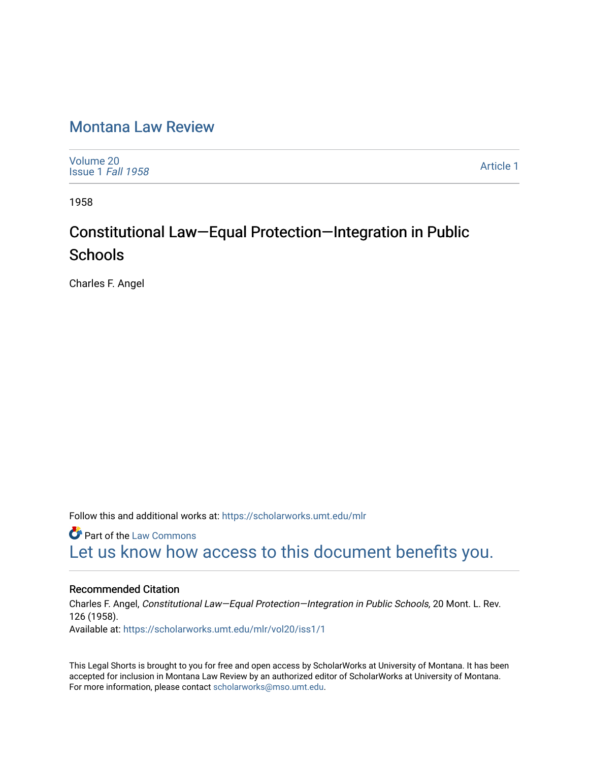# Montana Law Review

Volume 20
Issue 1 *Fall 1958*

Article 1

1958

## Constitutional Law—Equal Protection—Integration in Public Schools

Charles F. Angel

Follow this and additional works at: https://scholarworks.umt.edu/mlr

Part of the Law Commons

Let us know how access to this document benefits you.

### Recommended Citation

Charles F. Angel, *Constitutional Law—Equal Protection—Integration in Public Schools,* 20 Mont. L. Rev. 126 (1958).
Available at: https://scholarworks.umt.edu/mlr/vol20/iss1/1

This Legal Shorts is brought to you for free and open access by ScholarWorks at University of Montana. It has been accepted for inclusion in Montana Law Review by an authorized editor of ScholarWorks at University of Montana. For more information, please contact scholarworks@mso.umt.edu.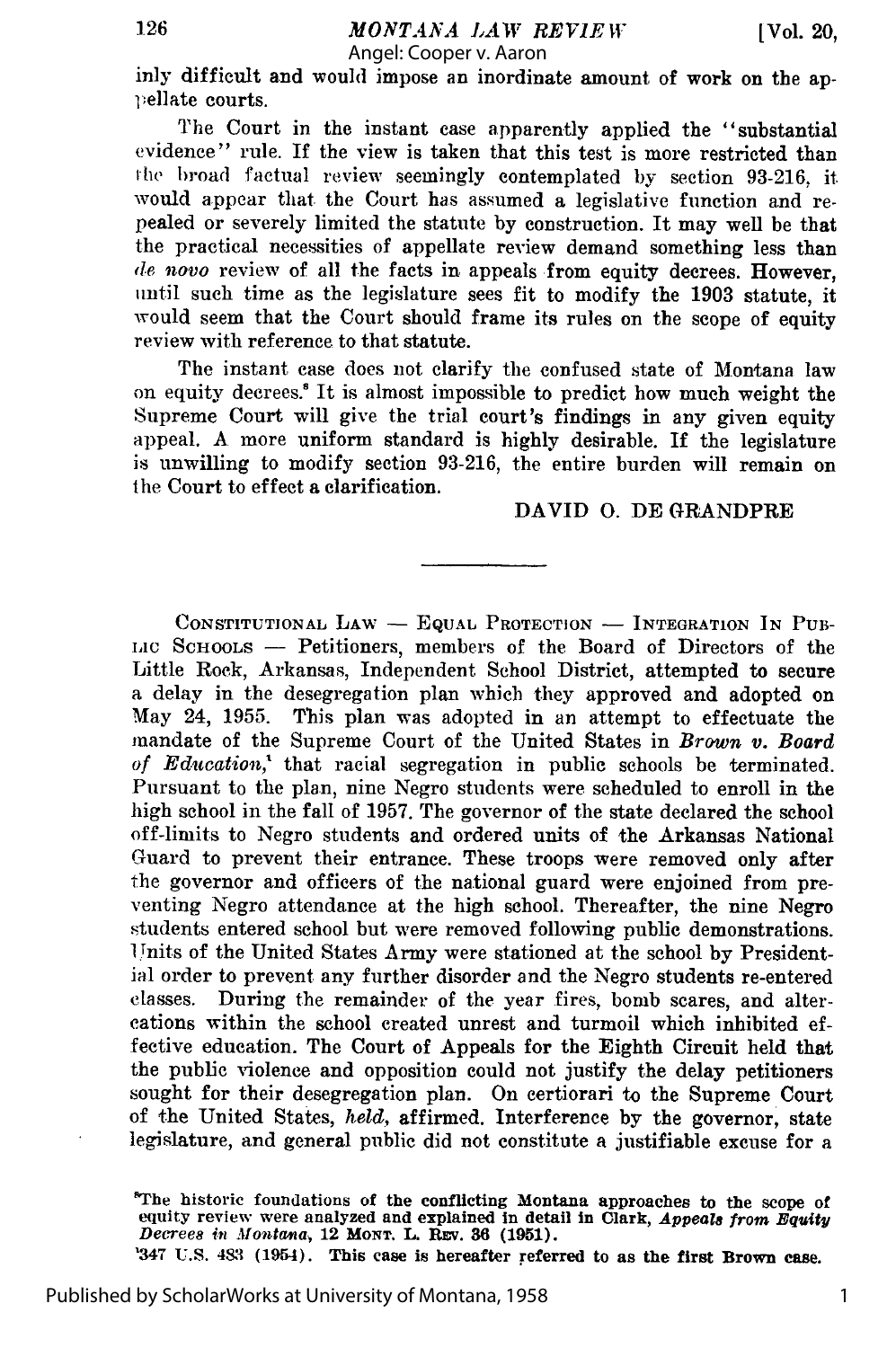inly difficult and would impose an inordinate amount of work on the appellate courts.

The Court in the instant case apparently applied the "substantial evidence" rule. If the view is taken that this test is more restricted than the broad factual review seemingly contemplated by section 93-216, it would appear that the Court has assumed a legislative function and repealed or severely limited the statute by construction. It may well be that the practical necessities of appellate review demand something less than *de novo* review of all the facts in appeals from equity decrees. However, until such time as the legislature sees fit to modify the 1903 statute, it would seem that the Court should frame its rules on the scope of equity review with reference to that statute.

The instant case does not clarify the confused state of Montana law on equity decrees.[8] It is almost impossible to predict how much weight the Supreme Court will give the trial court's findings in any given equity appeal. A more uniform standard is highly desirable. If the legislature is unwilling to modify section 93-216, the entire burden will remain on the Court to effect a clarification.

DAVID O. DE GRANDPRE

---

CONSTITUTIONAL LAW — EQUAL PROTECTION — INTEGRATION IN PUBLIC SCHOOLS — Petitioners, members of the Board of Directors of the Little Rock, Arkansas, Independent School District, attempted to secure a delay in the desegregation plan which they approved and adopted on May 24, 1955. This plan was adopted in an attempt to effectuate the mandate of the Supreme Court of the United States in *Brown v. Board of Education*,[1] that racial segregation in public schools be terminated. Pursuant to the plan, nine Negro students were scheduled to enroll in the high school in the fall of 1957. The governor of the state declared the school off-limits to Negro students and ordered units of the Arkansas National Guard to prevent their entrance. These troops were removed only after the governor and officers of the national guard were enjoined from preventing Negro attendance at the high school. Thereafter, the nine Negro students entered school but were removed following public demonstrations. Units of the United States Army were stationed at the school by Presidential order to prevent any further disorder and the Negro students re-entered classes. During the remainder of the year fires, bomb scares, and altercations within the school created unrest and turmoil which inhibited effective education. The Court of Appeals for the Eighth Circuit held that the public violence and opposition could not justify the delay petitioners sought for their desegregation plan. On certiorari to the Supreme Court of the United States, *held*, affirmed. Interference by the governor, state legislature, and general public did not constitute a justifiable excuse for a

[8]The historic foundations of the conflicting Montana approaches to the scope of equity review were analyzed and explained in detail in Clark, *Appeals from Equity Decrees in Montana*, 12 MONT. L. REV. 36 (1951).

[1]347 U.S. 483 (1954). This case is hereafter referred to as the first Brown case.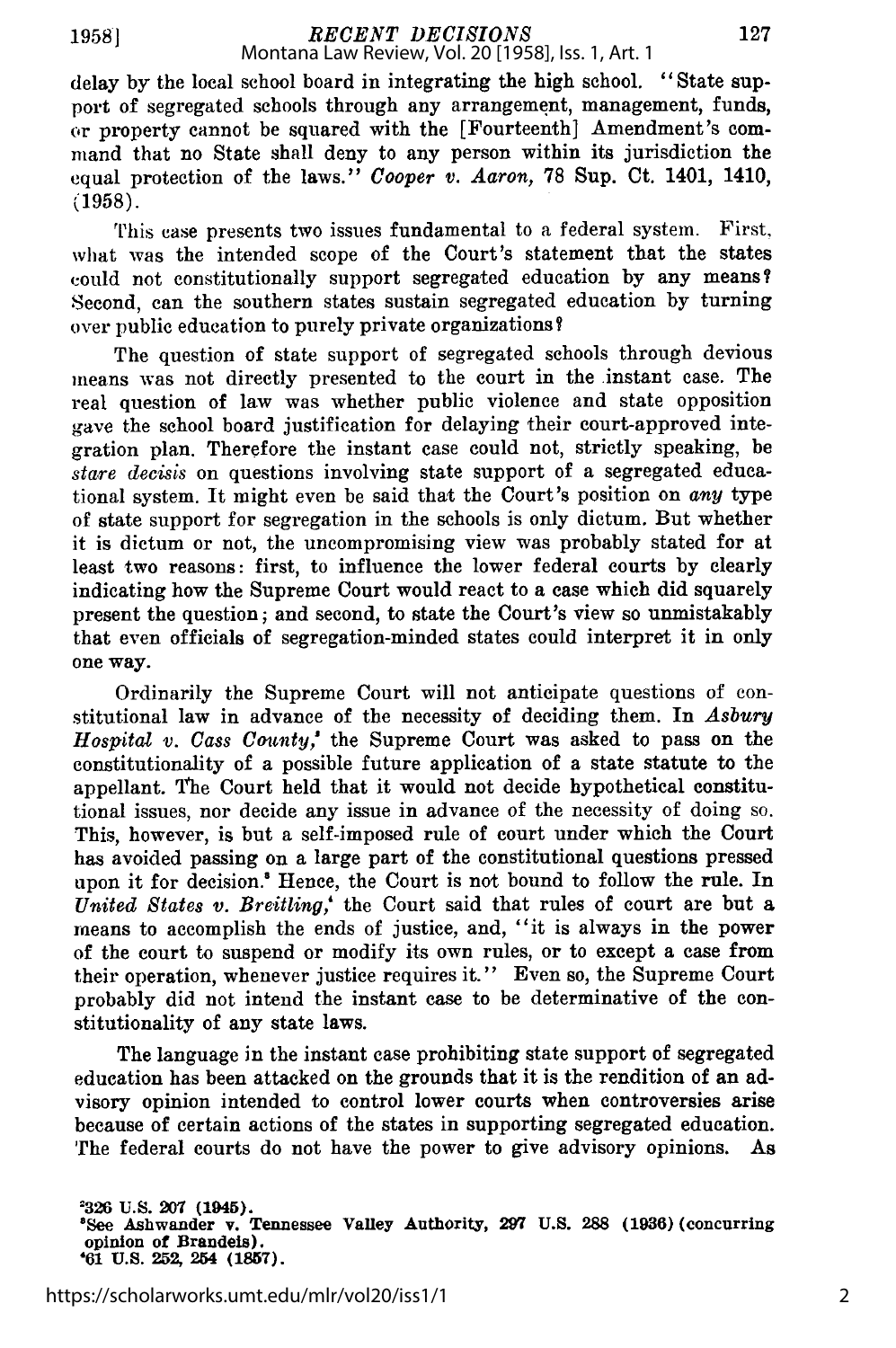delay by the local school board in integrating the high school. "State support of segregated schools through any arrangement, management, funds, or property cannot be squared with the [Fourteenth] Amendment's command that no State shall deny to any person within its jurisdiction the equal protection of the laws." *Cooper v. Aaron,* 78 Sup. Ct. 1401, 1410, (1958).

This case presents two issues fundamental to a federal system. First, what was the intended scope of the Court's statement that the states could not constitutionally support segregated education by any means? Second, can the southern states sustain segregated education by turning over public education to purely private organizations?

The question of state support of segregated schools through devious means was not directly presented to the court in the instant case. The real question of law was whether public violence and state opposition gave the school board justification for delaying their court-approved integration plan. Therefore the instant case could not, strictly speaking, be *stare decisis* on questions involving state support of a segregated educational system. It might even be said that the Court's position on *any* type of state support for segregation in the schools is only dictum. But whether it is dictum or not, the uncompromising view was probably stated for at least two reasons: first, to influence the lower federal courts by clearly indicating how the Supreme Court would react to a case which did squarely present the question; and second, to state the Court's view so unmistakably that even officials of segregation-minded states could interpret it in only one way.

Ordinarily the Supreme Court will not anticipate questions of constitutional law in advance of the necessity of deciding them. In *Asbury Hospital v. Cass County,*[2] the Supreme Court was asked to pass on the constitutionality of a possible future application of a state statute to the appellant. The Court held that it would not decide hypothetical constitutional issues, nor decide any issue in advance of the necessity of doing so. This, however, is but a self-imposed rule of court under which the Court has avoided passing on a large part of the constitutional questions pressed upon it for decision.[3] Hence, the Court is not bound to follow the rule. In *United States v. Breitling,*[4] the Court said that rules of court are but a means to accomplish the ends of justice, and, "it is always in the power of the court to suspend or modify its own rules, or to except a case from their operation, whenever justice requires it." Even so, the Supreme Court probably did not intend the instant case to be determinative of the constitutionality of any state laws.

The language in the instant case prohibiting state support of segregated education has been attacked on the grounds that it is the rendition of an advisory opinion intended to control lower courts when controversies arise because of certain actions of the states in supporting segregated education. The federal courts do not have the power to give advisory opinions. As

[2]326 U.S. 207 (1945).
[3]See Ashwander v. Tennessee Valley Authority, 297 U.S. 288 (1936) (concurring opinion of Brandeis).
[4]61 U.S. 252, 254 (1857).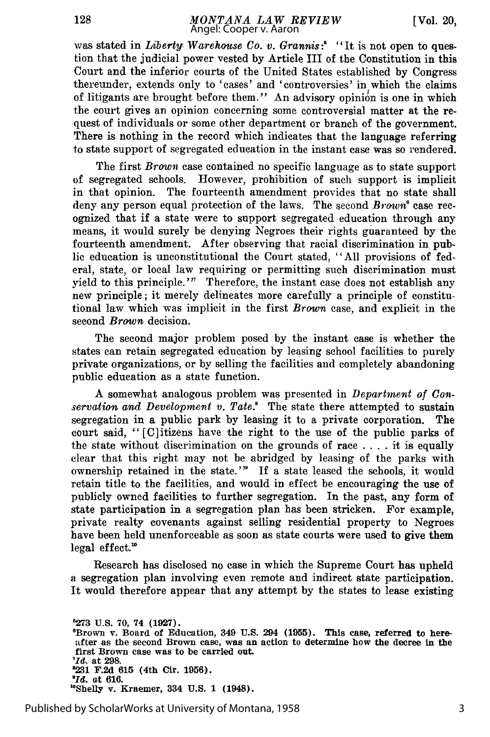was stated in *Liberty Warehouse Co. v. Grannis*:[5] "It is not open to question that the judicial power vested by Article III of the Constitution in this Court and the inferior courts of the United States established by Congress thereunder, extends only to 'cases' and 'controversies' in which the claims of litigants are brought before them." An advisory opinion is one in which the court gives an opinion concerning some controversial matter at the request of individuals or some other department or branch of the government. There is nothing in the record which indicates that the language referring to state support of segregated education in the instant case was so rendered.

The first *Brown* case contained no specific language as to state support of segregated schools. However, prohibition of such support is implicit in that opinion. The fourteenth amendment provides that no state shall deny any person equal protection of the laws. The second *Brown*[6] case recognized that if a state were to support segregated education through any means, it would surely be denying Negroes their rights guaranteed by the fourteenth amendment. After observing that racial discrimination in public education is unconstitutional the Court stated, "All provisions of federal, state, or local law requiring or permitting such discrimination must yield to this principle."[7] Therefore, the instant case does not establish any new principle; it merely delineates more carefully a principle of constitutional law which was implicit in the first *Brown* case, and explicit in the second *Brown* decision.

The second major problem posed by the instant case is whether the states can retain segregated education by leasing school facilities to purely private organizations, or by selling the facilities and completely abandoning public education as a state function.

A somewhat analogous problem was presented in *Department of Conservation and Development v. Tate*.[8] The state there attempted to sustain segregation in a public park by leasing it to a private corporation. The court said, "[C]itizens have the right to the use of the public parks of the state without discrimination on the grounds of race . . . . it is equally clear that this right may not be abridged by leasing of the parks with ownership retained in the state."[9] If a state leased the schools, it would retain title to the facilities, and would in effect be encouraging the use of publicly owned facilities to further segregation. In the past, any form of state participation in a segregation plan has been stricken. For example, private realty covenants against selling residential property to Negroes have been held unenforceable as soon as state courts were used to give them legal effect.[10]

Research has disclosed no case in which the Supreme Court has upheld a segregation plan involving even remote and indirect state participation. It would therefore appear that any attempt by the states to lease existing

---

[5]273 U.S. 70, 74 (1927).

[6]Brown v. Board of Education, 349 U.S. 294 (1955). This case, referred to hereafter as the second Brown case, was an action to determine how the decree in the first Brown case was to be carried out.

[7]*Id.* at 298.

[8]231 F.2d 615 (4th Cir. 1956).

[9]*Id.* at 616.

[10]Shelly v. Kraemer, 334 U.S. 1 (1948).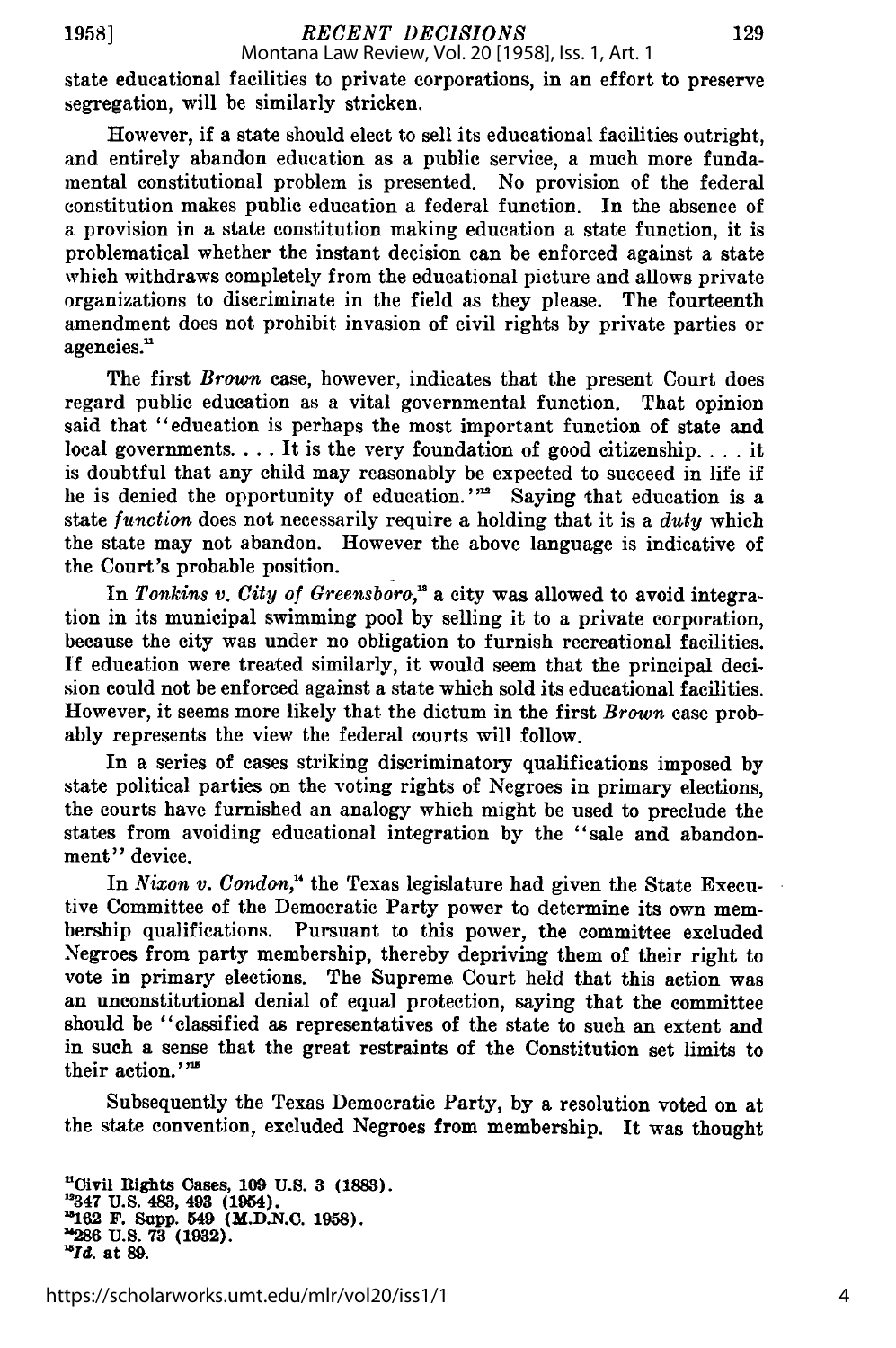state educational facilities to private corporations, in an effort to preserve segregation, will be similarly stricken.

However, if a state should elect to sell its educational facilities outright, and entirely abandon education as a public service, a much more fundamental constitutional problem is presented. No provision of the federal constitution makes public education a federal function. In the absence of a provision in a state constitution making education a state function, it is problematical whether the instant decision can be enforced against a state which withdraws completely from the educational picture and allows private organizations to discriminate in the field as they please. The fourteenth amendment does not prohibit invasion of civil rights by private parties or agencies.[11]

The first *Brown* case, however, indicates that the present Court does regard public education as a vital governmental function. That opinion said that "education is perhaps the most important function of state and local governments. . . . It is the very foundation of good citizenship. . . . it is doubtful that any child may reasonably be expected to succeed in life if he is denied the opportunity of education."[12] Saying that education is a state *function* does not necessarily require a holding that it is a *duty* which the state may not abandon. However the above language is indicative of the Court's probable position.

In *Tonkins v. City of Greensboro*,[13] a city was allowed to avoid integration in its municipal swimming pool by selling it to a private corporation, because the city was under no obligation to furnish recreational facilities. If education were treated similarly, it would seem that the principal decision could not be enforced against a state which sold its educational facilities. However, it seems more likely that the dictum in the first *Brown* case probably represents the view the federal courts will follow.

In a series of cases striking discriminatory qualifications imposed by state political parties on the voting rights of Negroes in primary elections, the courts have furnished an analogy which might be used to preclude the states from avoiding educational integration by the "sale and abandonment" device.

In *Nixon v. Condon*,[14] the Texas legislature had given the State Executive Committee of the Democratic Party power to determine its own membership qualifications. Pursuant to this power, the committee excluded Negroes from party membership, thereby depriving them of their right to vote in primary elections. The Supreme Court held that this action was an unconstitutional denial of equal protection, saying that the committee should be "classified as representatives of the state to such an extent and in such a sense that the great restraints of the Constitution set limits to their action."[15]

Subsequently the Texas Democratic Party, by a resolution voted on at the state convention, excluded Negroes from membership. It was thought

[11] Civil Rights Cases, 109 U.S. 3 (1883).
[12] 347 U.S. 483, 493 (1954).
[13] 162 F. Supp. 549 (M.D.N.C. 1958).
[14] 286 U.S. 73 (1932).
[15] *Id.* at 89.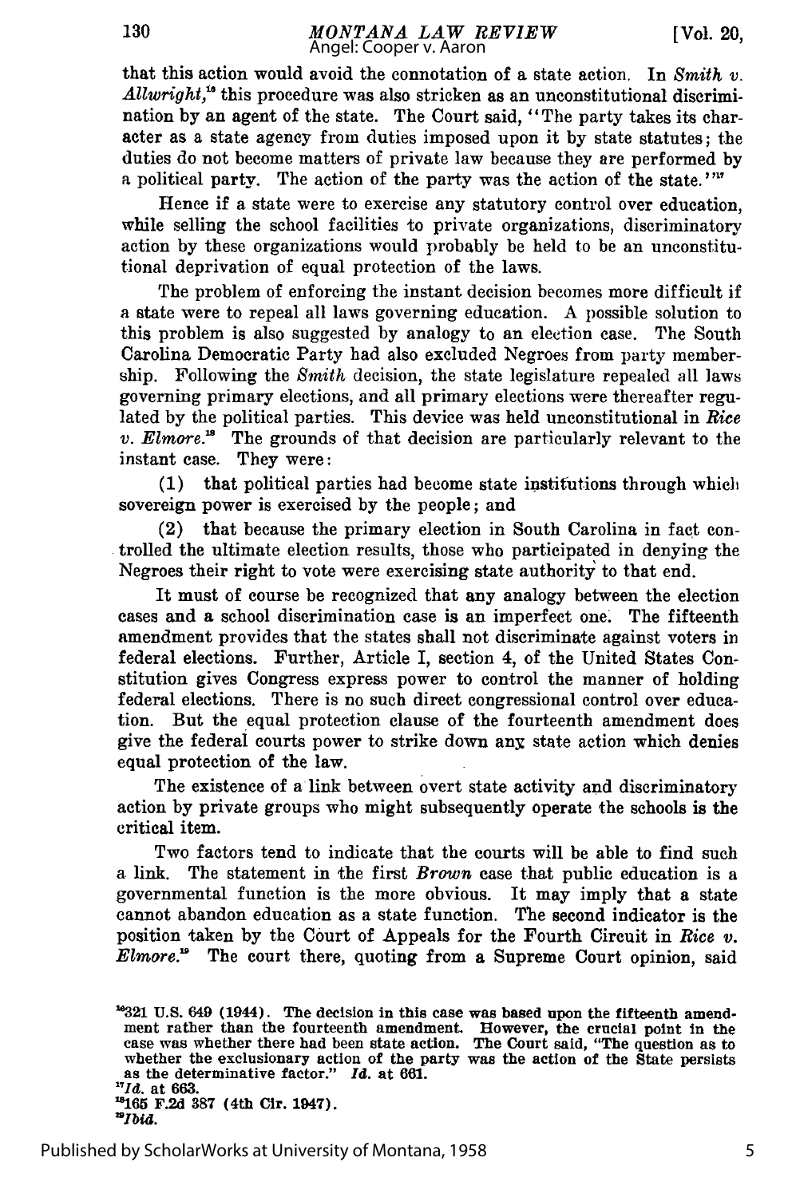that this action would avoid the connotation of a state action. In *Smith v. Allwright*,[16] this procedure was also stricken as an unconstitutional discrimination by an agent of the state. The Court said, "The party takes its character as a state agency from duties imposed upon it by state statutes; the duties do not become matters of private law because they are performed by a political party. The action of the party was the action of the state."[17]

Hence if a state were to exercise any statutory control over education, while selling the school facilities to private organizations, discriminatory action by these organizations would probably be held to be an unconstitutional deprivation of equal protection of the laws.

The problem of enforcing the instant decision becomes more difficult if a state were to repeal all laws governing education. A possible solution to this problem is also suggested by analogy to an election case. The South Carolina Democratic Party had also excluded Negroes from party membership. Following the *Smith* decision, the state legislature repealed all laws governing primary elections, and all primary elections were thereafter regulated by the political parties. This device was held unconstitutional in *Rice v. Elmore*.[18] The grounds of that decision are particularly relevant to the instant case. They were:

(1) that political parties had become state institutions through which sovereign power is exercised by the people; and

(2) that because the primary election in South Carolina in fact controlled the ultimate election results, those who participated in denying the Negroes their right to vote were exercising state authority to that end.

It must of course be recognized that any analogy between the election cases and a school discrimination case is an imperfect one. The fifteenth amendment provides that the states shall not discriminate against voters in federal elections. Further, Article I, section 4, of the United States Constitution gives Congress express power to control the manner of holding federal elections. There is no such direct congressional control over education. But the equal protection clause of the fourteenth amendment does give the federal courts power to strike down any state action which denies equal protection of the law.

The existence of a link between overt state activity and discriminatory action by private groups who might subsequently operate the schools is the critical item.

Two factors tend to indicate that the courts will be able to find such a link. The statement in the first *Brown* case that public education is a governmental function is the more obvious. It may imply that a state cannot abandon education as a state function. The second indicator is the position taken by the Court of Appeals for the Fourth Circuit in *Rice v. Elmore*.[19] The court there, quoting from a Supreme Court opinion, said

---

[16]321 U.S. 649 (1944). The decision in this case was based upon the fifteenth amendment rather than the fourteenth amendment. However, the crucial point in the case was whether there had been state action. The Court said, "The question as to whether the exclusionary action of the party was the action of the State persists as the determinative factor." *Id.* at 661.

[17]*Id.* at 663.

[18]165 F.2d 387 (4th Cir. 1947).

[19]*Ibid.*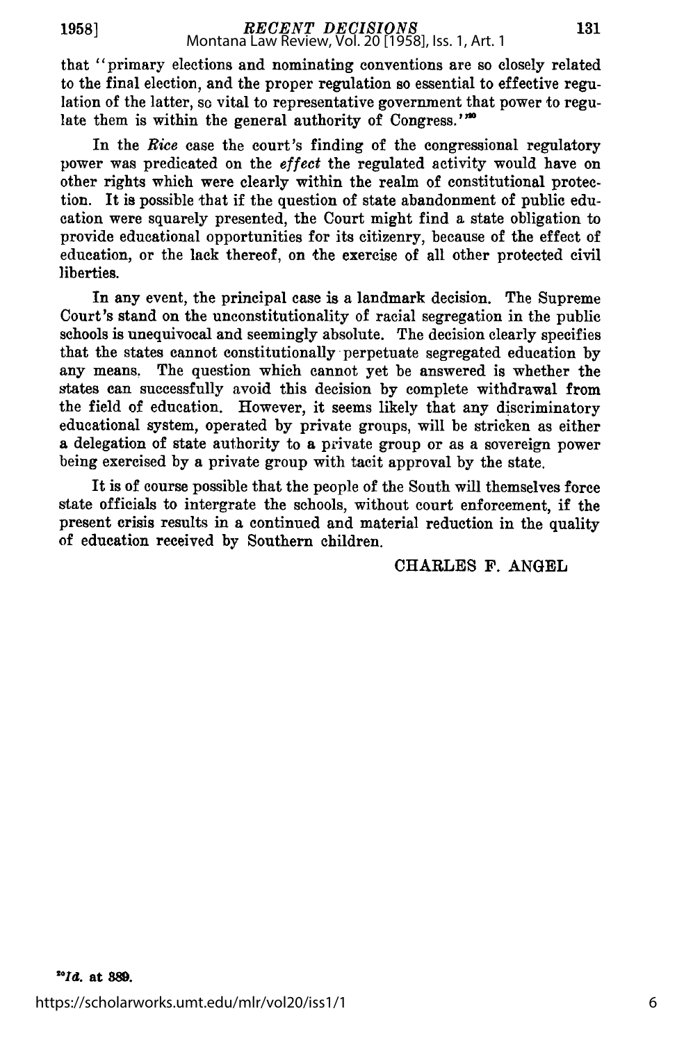that "primary elections and nominating conventions are so closely related to the final election, and the proper regulation so essential to effective regulation of the latter, so vital to representative government that power to regulate them is within the general authority of Congress."[20]

In the *Rice* case the court's finding of the congressional regulatory power was predicated on the *effect* the regulated activity would have on other rights which were clearly within the realm of constitutional protection. It is possible that if the question of state abandonment of public education were squarely presented, the Court might find a state obligation to provide educational opportunities for its citizenry, because of the effect of education, or the lack thereof, on the exercise of all other protected civil liberties.

In any event, the principal case is a landmark decision. The Supreme Court's stand on the unconstitutionality of racial segregation in the public schools is unequivocal and seemingly absolute. The decision clearly specifies that the states cannot constitutionally perpetuate segregated education by any means. The question which cannot yet be answered is whether the states can successfully avoid this decision by complete withdrawal from the field of education. However, it seems likely that any discriminatory educational system, operated by private groups, will be stricken as either a delegation of state authority to a private group or as a sovereign power being exercised by a private group with tacit approval by the state.

It is of course possible that the people of the South will themselves force state officials to intergrate the schools, without court enforcement, if the present crisis results in a continued and material reduction in the quality of education received by Southern children.

CHARLES F. ANGEL

[20]*Id.* at 389.